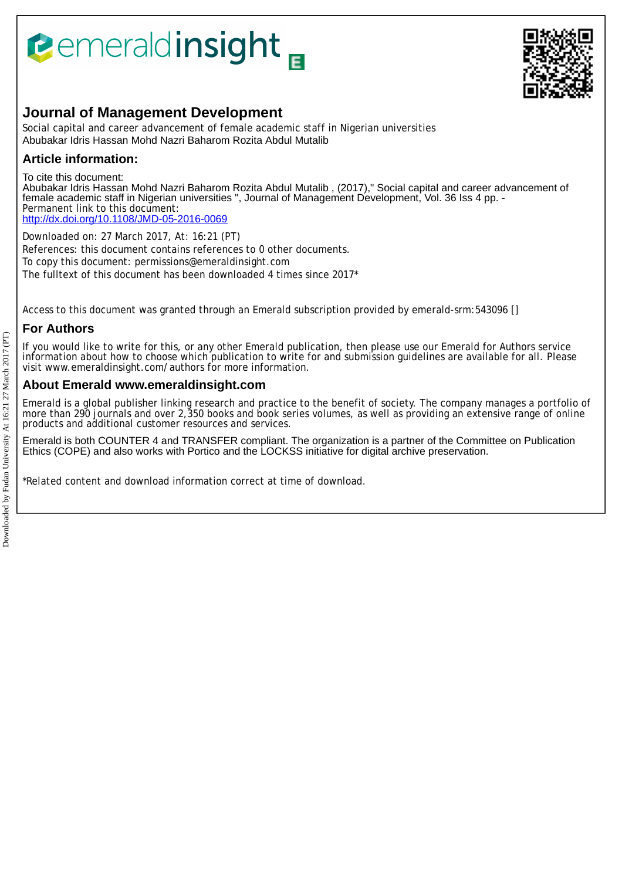# Journal of Management Development

Social capital and career advancement of female academic staff in Nigerian universities
Abubakar Idris Hassan Mohd Nazri Baharom Rozita Abdul Mutalib

## Article information:

To cite this document:
Abubakar Idris Hassan Mohd Nazri Baharom Rozita Abdul Mutalib , (2017)," Social capital and career advancement of female academic staff in Nigerian universities ", Journal of Management Development, Vol. 36 Iss 4 pp. -
Permanent link to this document:
http://dx.doi.org/10.1108/JMD-05-2016-0069

Downloaded on: 27 March 2017, At: 16:21 (PT)
References: this document contains references to 0 other documents.
To copy this document: permissions@emeraldinsight.com
The fulltext of this document has been downloaded 4 times since 2017*

Access to this document was granted through an Emerald subscription provided by emerald-srm:543096 []

## For Authors

If you would like to write for this, or any other Emerald publication, then please use our Emerald for Authors service information about how to choose which publication to write for and submission guidelines are available for all. Please visit www.emeraldinsight.com/authors for more information.

## About Emerald www.emeraldinsight.com

Emerald is a global publisher linking research and practice to the benefit of society. The company manages a portfolio of more than 290 journals and over 2,350 books and book series volumes, as well as providing an extensive range of online products and additional customer resources and services.

Emerald is both COUNTER 4 and TRANSFER compliant. The organization is a partner of the Committee on Publication Ethics (COPE) and also works with Portico and the LOCKSS initiative for digital archive preservation.

*Related content and download information correct at time of download.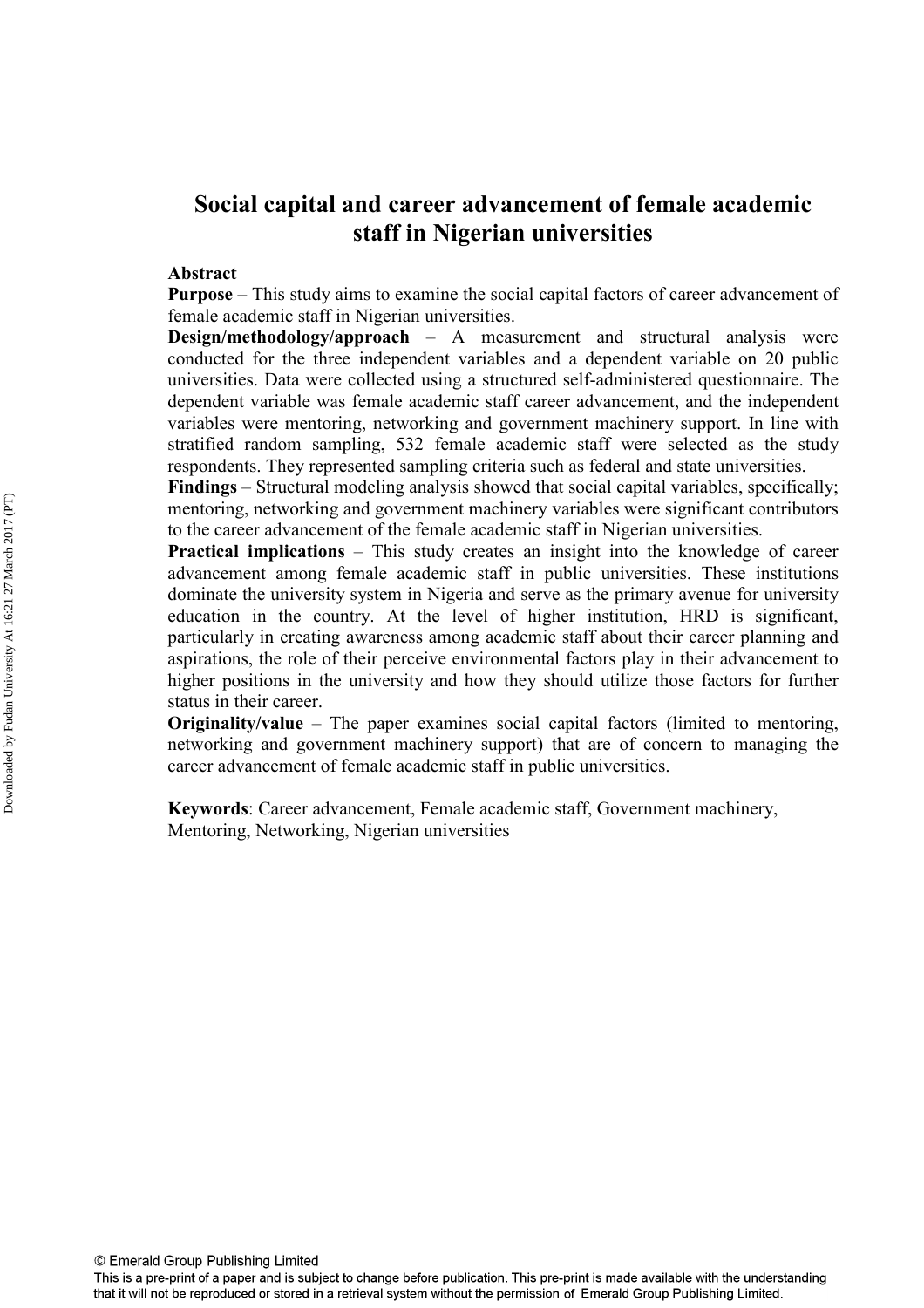# Social capital and career advancement of female academic staff in Nigerian universities

**Abstract**

**Purpose** – This study aims to examine the social capital factors of career advancement of female academic staff in Nigerian universities.

**Design/methodology/approach** – A measurement and structural analysis were conducted for the three independent variables and a dependent variable on 20 public universities. Data were collected using a structured self-administered questionnaire. The dependent variable was female academic staff career advancement, and the independent variables were mentoring, networking and government machinery support. In line with stratified random sampling, 532 female academic staff were selected as the study respondents. They represented sampling criteria such as federal and state universities.

**Findings** – Structural modeling analysis showed that social capital variables, specifically; mentoring, networking and government machinery variables were significant contributors to the career advancement of the female academic staff in Nigerian universities.

**Practical implications** – This study creates an insight into the knowledge of career advancement among female academic staff in public universities. These institutions dominate the university system in Nigeria and serve as the primary avenue for university education in the country. At the level of higher institution, HRD is significant, particularly in creating awareness among academic staff about their career planning and aspirations, the role of their perceive environmental factors play in their advancement to higher positions in the university and how they should utilize those factors for further status in their career.

**Originality/value** – The paper examines social capital factors (limited to mentoring, networking and government machinery support) that are of concern to managing the career advancement of female academic staff in public universities.

**Keywords**: Career advancement, Female academic staff, Government machinery, Mentoring, Networking, Nigerian universities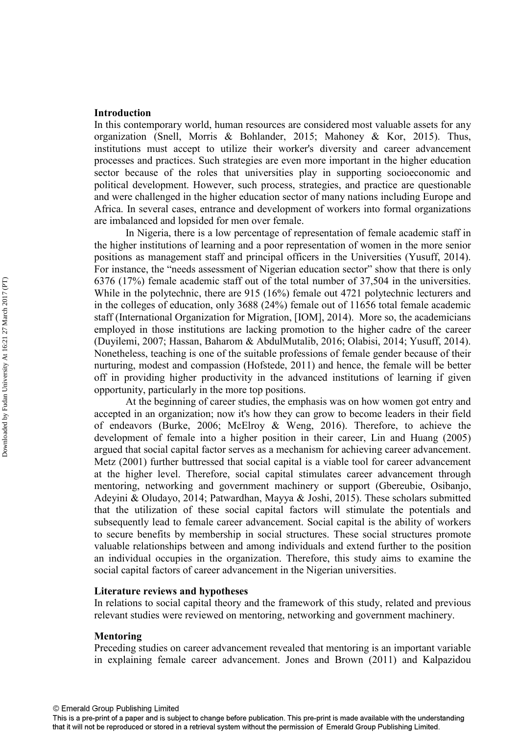## Introduction

In this contemporary world, human resources are considered most valuable assets for any organization (Snell, Morris & Bohlander, 2015; Mahoney & Kor, 2015). Thus, institutions must accept to utilize their worker's diversity and career advancement processes and practices. Such strategies are even more important in the higher education sector because of the roles that universities play in supporting socioeconomic and political development. However, such process, strategies, and practice are questionable and were challenged in the higher education sector of many nations including Europe and Africa. In several cases, entrance and development of workers into formal organizations are imbalanced and lopsided for men over female.

In Nigeria, there is a low percentage of representation of female academic staff in the higher institutions of learning and a poor representation of women in the more senior positions as management staff and principal officers in the Universities (Yusuff, 2014). For instance, the "needs assessment of Nigerian education sector" show that there is only 6376 (17%) female academic staff out of the total number of 37,504 in the universities. While in the polytechnic, there are 915 (16%) female out 4721 polytechnic lecturers and in the colleges of education, only 3688 (24%) female out of 11656 total female academic staff (International Organization for Migration, [IOM], 2014). More so, the academicians employed in those institutions are lacking promotion to the higher cadre of the career (Duyilemi, 2007; Hassan, Baharom & AbdulMutalib, 2016; Olabisi, 2014; Yusuff, 2014). Nonetheless, teaching is one of the suitable professions of female gender because of their nurturing, modest and compassion (Hofstede, 2011) and hence, the female will be better off in providing higher productivity in the advanced institutions of learning if given opportunity, particularly in the more top positions.

At the beginning of career studies, the emphasis was on how women got entry and accepted in an organization; now it's how they can grow to become leaders in their field of endeavors (Burke, 2006; McElroy & Weng, 2016). Therefore, to achieve the development of female into a higher position in their career, Lin and Huang (2005) argued that social capital factor serves as a mechanism for achieving career advancement. Metz (2001) further buttressed that social capital is a viable tool for career advancement at the higher level. Therefore, social capital stimulates career advancement through mentoring, networking and government machinery or support (Gbereubie, Osibanjo, Adeyini & Oludayo, 2014; Patwardhan, Mayya & Joshi, 2015). These scholars submitted that the utilization of these social capital factors will stimulate the potentials and subsequently lead to female career advancement. Social capital is the ability of workers to secure benefits by membership in social structures. These social structures promote valuable relationships between and among individuals and extend further to the position an individual occupies in the organization. Therefore, this study aims to examine the social capital factors of career advancement in the Nigerian universities.

## Literature reviews and hypotheses

In relations to social capital theory and the framework of this study, related and previous relevant studies were reviewed on mentoring, networking and government machinery.

### Mentoring

Preceding studies on career advancement revealed that mentoring is an important variable in explaining female career advancement. Jones and Brown (2011) and Kalpazidou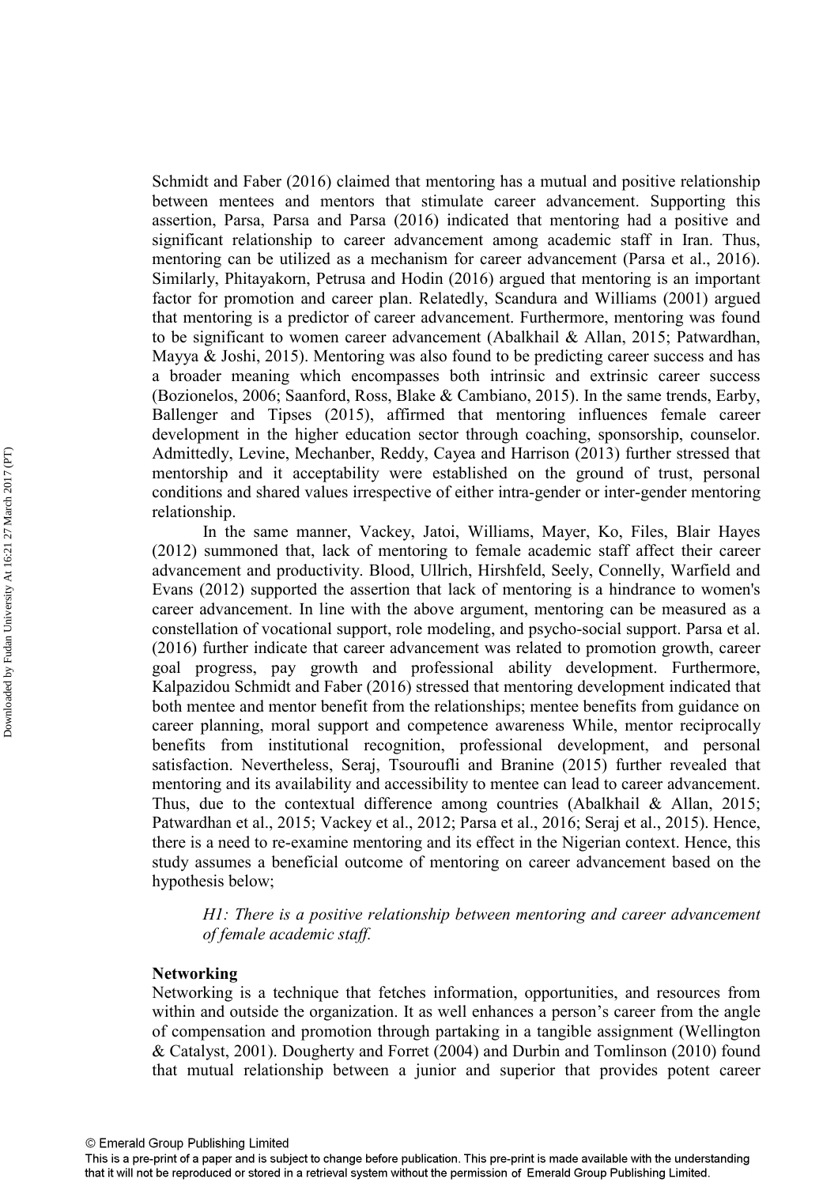Schmidt and Faber (2016) claimed that mentoring has a mutual and positive relationship between mentees and mentors that stimulate career advancement. Supporting this assertion, Parsa, Parsa and Parsa (2016) indicated that mentoring had a positive and significant relationship to career advancement among academic staff in Iran. Thus, mentoring can be utilized as a mechanism for career advancement (Parsa et al., 2016). Similarly, Phitayakorn, Petrusa and Hodin (2016) argued that mentoring is an important factor for promotion and career plan. Relatedly, Scandura and Williams (2001) argued that mentoring is a predictor of career advancement. Furthermore, mentoring was found to be significant to women career advancement (Abalkhail & Allan, 2015; Patwardhan, Mayya & Joshi, 2015). Mentoring was also found to be predicting career success and has a broader meaning which encompasses both intrinsic and extrinsic career success (Bozionelos, 2006; Saanford, Ross, Blake & Cambiano, 2015). In the same trends, Earby, Ballenger and Tipses (2015), affirmed that mentoring influences female career development in the higher education sector through coaching, sponsorship, counselor. Admittedly, Levine, Mechanber, Reddy, Cayea and Harrison (2013) further stressed that mentorship and it acceptability were established on the ground of trust, personal conditions and shared values irrespective of either intra-gender or inter-gender mentoring relationship.

In the same manner, Vackey, Jatoi, Williams, Mayer, Ko, Files, Blair Hayes (2012) summoned that, lack of mentoring to female academic staff affect their career advancement and productivity. Blood, Ullrich, Hirshfeld, Seely, Connelly, Warfield and Evans (2012) supported the assertion that lack of mentoring is a hindrance to women's career advancement. In line with the above argument, mentoring can be measured as a constellation of vocational support, role modeling, and psycho-social support. Parsa et al. (2016) further indicate that career advancement was related to promotion growth, career goal progress, pay growth and professional ability development. Furthermore, Kalpazidou Schmidt and Faber (2016) stressed that mentoring development indicated that both mentee and mentor benefit from the relationships; mentee benefits from guidance on career planning, moral support and competence awareness While, mentor reciprocally benefits from institutional recognition, professional development, and personal satisfaction. Nevertheless, Seraj, Tsouroufli and Branine (2015) further revealed that mentoring and its availability and accessibility to mentee can lead to career advancement. Thus, due to the contextual difference among countries (Abalkhail & Allan, 2015; Patwardhan et al., 2015; Vackey et al., 2012; Parsa et al., 2016; Seraj et al., 2015). Hence, there is a need to re-examine mentoring and its effect in the Nigerian context. Hence, this study assumes a beneficial outcome of mentoring on career advancement based on the hypothesis below;

*H1: There is a positive relationship between mentoring and career advancement of female academic staff.*

**Networking**

Networking is a technique that fetches information, opportunities, and resources from within and outside the organization. It as well enhances a person's career from the angle of compensation and promotion through partaking in a tangible assignment (Wellington & Catalyst, 2001). Dougherty and Forret (2004) and Durbin and Tomlinson (2010) found that mutual relationship between a junior and superior that provides potent career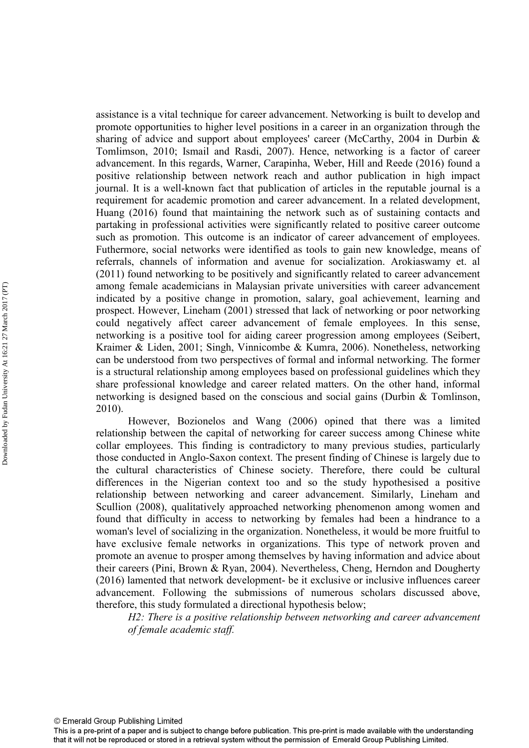assistance is a vital technique for career advancement. Networking is built to develop and promote opportunities to higher level positions in a career in an organization through the sharing of advice and support about employees' career (McCarthy, 2004 in Durbin & Tomlimson, 2010; Ismail and Rasdi, 2007). Hence, networking is a factor of career advancement. In this regards, Warner, Carapinha, Weber, Hill and Reede (2016) found a positive relationship between network reach and author publication in high impact journal. It is a well-known fact that publication of articles in the reputable journal is a requirement for academic promotion and career advancement. In a related development, Huang (2016) found that maintaining the network such as of sustaining contacts and partaking in professional activities were significantly related to positive career outcome such as promotion. This outcome is an indicator of career advancement of employees. Futhermore, social networks were identified as tools to gain new knowledge, means of referrals, channels of information and avenue for socialization. Arokiaswamy et. al (2011) found networking to be positively and significantly related to career advancement among female academicians in Malaysian private universities with career advancement indicated by a positive change in promotion, salary, goal achievement, learning and prospect. However, Lineham (2001) stressed that lack of networking or poor networking could negatively affect career advancement of female employees. In this sense, networking is a positive tool for aiding career progression among employees (Seibert, Kraimer & Liden, 2001; Singh, Vinnicombe & Kumra, 2006). Nonetheless, networking can be understood from two perspectives of formal and informal networking. The former is a structural relationship among employees based on professional guidelines which they share professional knowledge and career related matters. On the other hand, informal networking is designed based on the conscious and social gains (Durbin & Tomlinson, 2010).

However, Bozionelos and Wang (2006) opined that there was a limited relationship between the capital of networking for career success among Chinese white collar employees. This finding is contradictory to many previous studies, particularly those conducted in Anglo-Saxon context. The present finding of Chinese is largely due to the cultural characteristics of Chinese society. Therefore, there could be cultural differences in the Nigerian context too and so the study hypothesised a positive relationship between networking and career advancement. Similarly, Lineham and Scullion (2008), qualitatively approached networking phenomenon among women and found that difficulty in access to networking by females had been a hindrance to a woman's level of socializing in the organization. Nonetheless, it would be more fruitful to have exclusive female networks in organizations. This type of network proven and promote an avenue to prosper among themselves by having information and advice about their careers (Pini, Brown & Ryan, 2004). Nevertheless, Cheng, Herndon and Dougherty (2016) lamented that network development- be it exclusive or inclusive influences career advancement. Following the submissions of numerous scholars discussed above, therefore, this study formulated a directional hypothesis below;

*H2: There is a positive relationship between networking and career advancement of female academic staff.*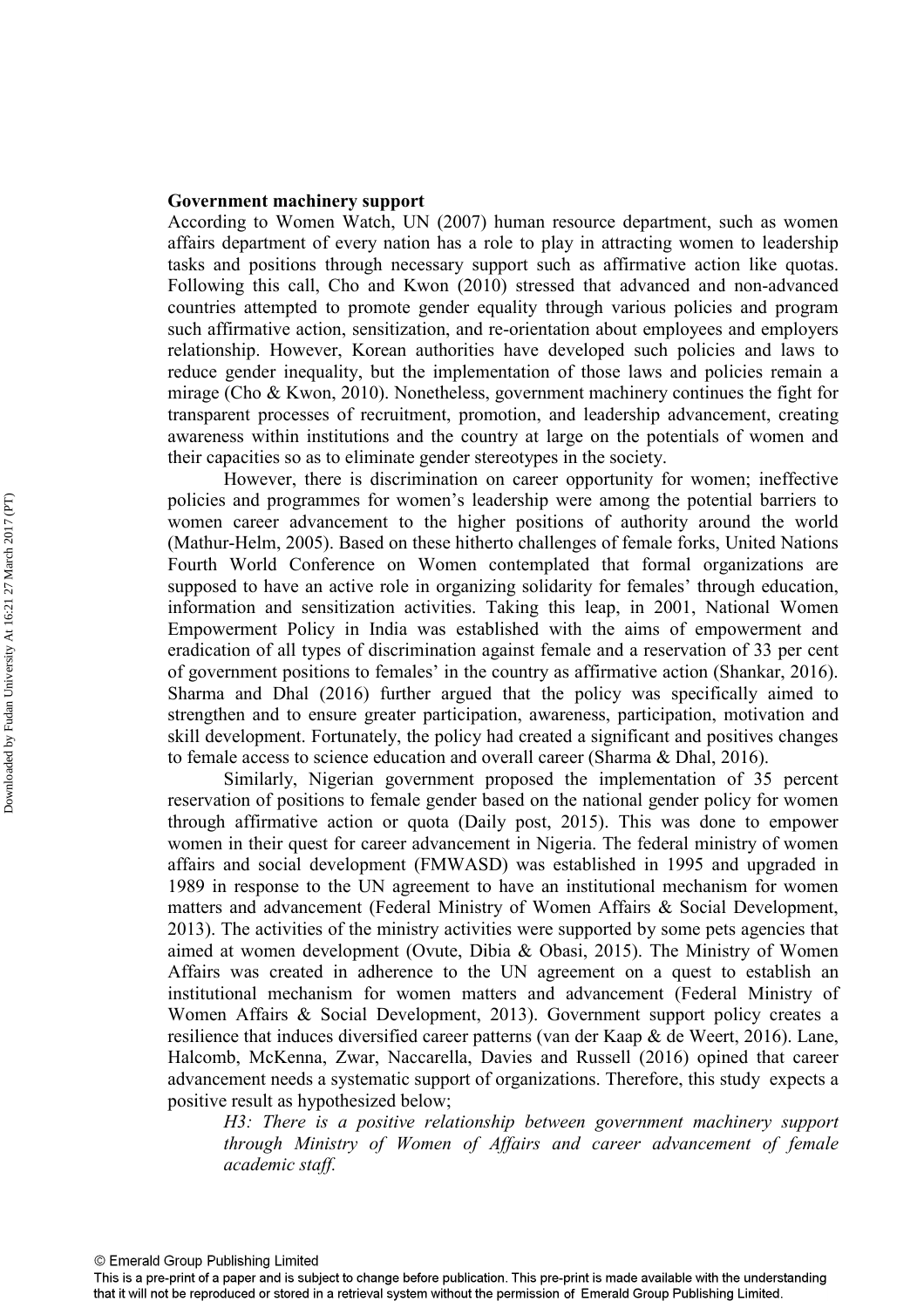**Government machinery support**

According to Women Watch, UN (2007) human resource department, such as women affairs department of every nation has a role to play in attracting women to leadership tasks and positions through necessary support such as affirmative action like quotas. Following this call, Cho and Kwon (2010) stressed that advanced and non-advanced countries attempted to promote gender equality through various policies and program such affirmative action, sensitization, and re-orientation about employees and employers relationship. However, Korean authorities have developed such policies and laws to reduce gender inequality, but the implementation of those laws and policies remain a mirage (Cho & Kwon, 2010). Nonetheless, government machinery continues the fight for transparent processes of recruitment, promotion, and leadership advancement, creating awareness within institutions and the country at large on the potentials of women and their capacities so as to eliminate gender stereotypes in the society.

However, there is discrimination on career opportunity for women; ineffective policies and programmes for women's leadership were among the potential barriers to women career advancement to the higher positions of authority around the world (Mathur-Helm, 2005). Based on these hitherto challenges of female forks, United Nations Fourth World Conference on Women contemplated that formal organizations are supposed to have an active role in organizing solidarity for females' through education, information and sensitization activities. Taking this leap, in 2001, National Women Empowerment Policy in India was established with the aims of empowerment and eradication of all types of discrimination against female and a reservation of 33 per cent of government positions to females' in the country as affirmative action (Shankar, 2016). Sharma and Dhal (2016) further argued that the policy was specifically aimed to strengthen and to ensure greater participation, awareness, participation, motivation and skill development. Fortunately, the policy had created a significant and positives changes to female access to science education and overall career (Sharma & Dhal, 2016).

Similarly, Nigerian government proposed the implementation of 35 percent reservation of positions to female gender based on the national gender policy for women through affirmative action or quota (Daily post, 2015). This was done to empower women in their quest for career advancement in Nigeria. The federal ministry of women affairs and social development (FMWASD) was established in 1995 and upgraded in 1989 in response to the UN agreement to have an institutional mechanism for women matters and advancement (Federal Ministry of Women Affairs & Social Development, 2013). The activities of the ministry activities were supported by some pets agencies that aimed at women development (Ovute, Dibia & Obasi, 2015). The Ministry of Women Affairs was created in adherence to the UN agreement on a quest to establish an institutional mechanism for women matters and advancement (Federal Ministry of Women Affairs & Social Development, 2013). Government support policy creates a resilience that induces diversified career patterns (van der Kaap & de Weert, 2016). Lane, Halcomb, McKenna, Zwar, Naccarella, Davies and Russell (2016) opined that career advancement needs a systematic support of organizations. Therefore, this study expects a positive result as hypothesized below;

*H3: There is a positive relationship between government machinery support through Ministry of Women of Affairs and career advancement of female academic staff.*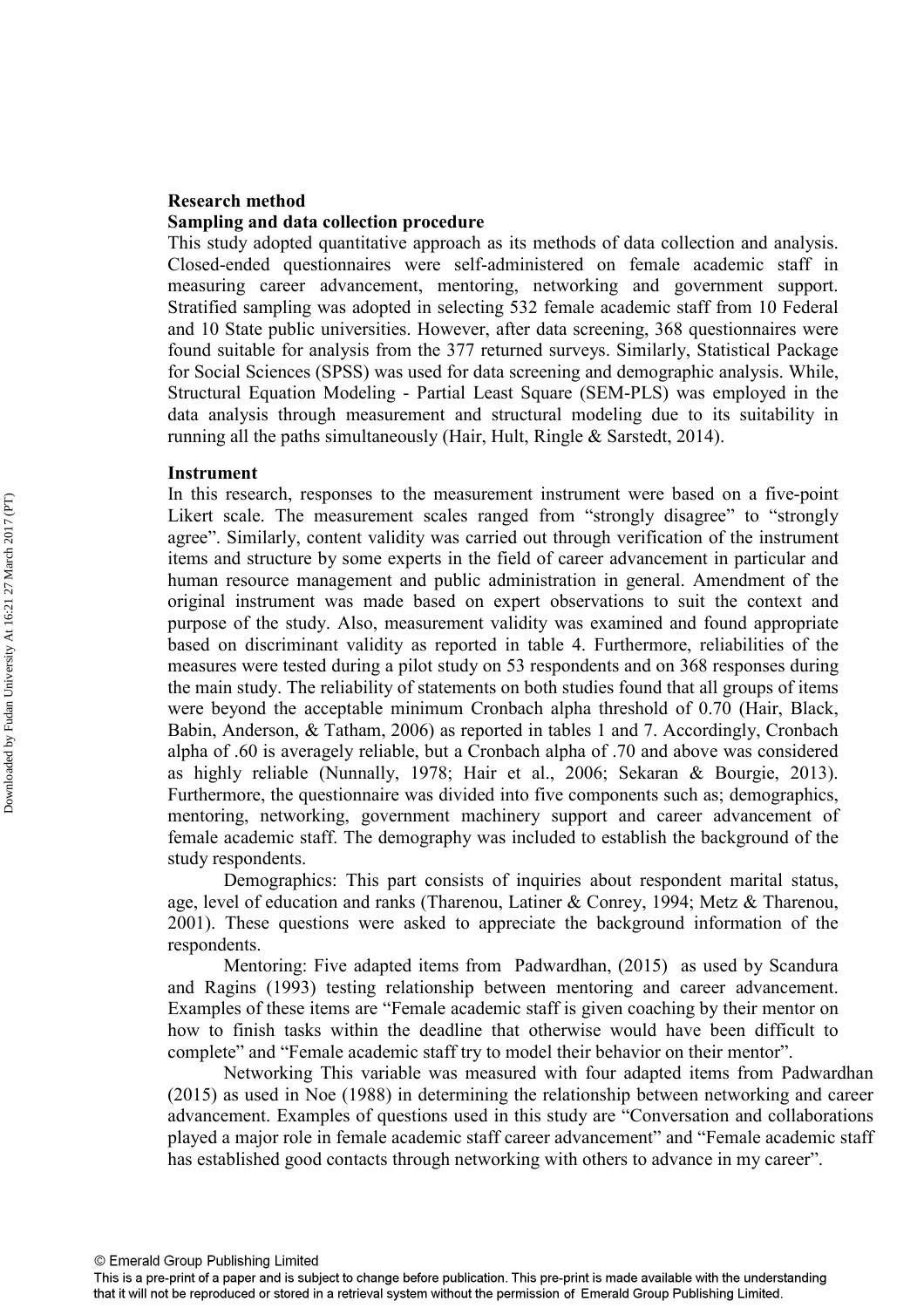## Research method

### Sampling and data collection procedure

This study adopted quantitative approach as its methods of data collection and analysis. Closed-ended questionnaires were self-administered on female academic staff in measuring career advancement, mentoring, networking and government support. Stratified sampling was adopted in selecting 532 female academic staff from 10 Federal and 10 State public universities. However, after data screening, 368 questionnaires were found suitable for analysis from the 377 returned surveys. Similarly, Statistical Package for Social Sciences (SPSS) was used for data screening and demographic analysis. While, Structural Equation Modeling - Partial Least Square (SEM-PLS) was employed in the data analysis through measurement and structural modeling due to its suitability in running all the paths simultaneously (Hair, Hult, Ringle & Sarstedt, 2014).

### Instrument

In this research, responses to the measurement instrument were based on a five-point Likert scale. The measurement scales ranged from "strongly disagree" to "strongly agree". Similarly, content validity was carried out through verification of the instrument items and structure by some experts in the field of career advancement in particular and human resource management and public administration in general. Amendment of the original instrument was made based on expert observations to suit the context and purpose of the study. Also, measurement validity was examined and found appropriate based on discriminant validity as reported in table 4. Furthermore, reliabilities of the measures were tested during a pilot study on 53 respondents and on 368 responses during the main study. The reliability of statements on both studies found that all groups of items were beyond the acceptable minimum Cronbach alpha threshold of 0.70 (Hair, Black, Babin, Anderson, & Tatham, 2006) as reported in tables 1 and 7. Accordingly, Cronbach alpha of .60 is averagely reliable, but a Cronbach alpha of .70 and above was considered as highly reliable (Nunnally, 1978; Hair et al., 2006; Sekaran & Bourgie, 2013). Furthermore, the questionnaire was divided into five components such as; demographics, mentoring, networking, government machinery support and career advancement of female academic staff. The demography was included to establish the background of the study respondents.

Demographics: This part consists of inquiries about respondent marital status, age, level of education and ranks (Tharenou, Latiner & Conrey, 1994; Metz & Tharenou, 2001). These questions were asked to appreciate the background information of the respondents.

Mentoring: Five adapted items from Padwardhan, (2015) as used by Scandura and Ragins (1993) testing relationship between mentoring and career advancement. Examples of these items are "Female academic staff is given coaching by their mentor on how to finish tasks within the deadline that otherwise would have been difficult to complete" and "Female academic staff try to model their behavior on their mentor".

Networking This variable was measured with four adapted items from Padwardhan (2015) as used in Noe (1988) in determining the relationship between networking and career advancement. Examples of questions used in this study are "Conversation and collaborations played a major role in female academic staff career advancement" and "Female academic staff has established good contacts through networking with others to advance in my career".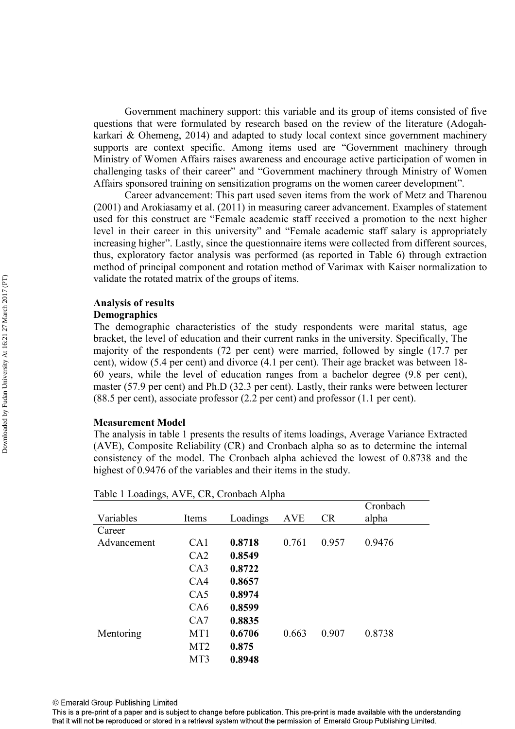Government machinery support: this variable and its group of items consisted of five questions that were formulated by research based on the review of the literature (Adogah-karkari & Ohemeng, 2014) and adapted to study local context since government machinery supports are context specific. Among items used are "Government machinery through Ministry of Women Affairs raises awareness and encourage active participation of women in challenging tasks of their career" and "Government machinery through Ministry of Women Affairs sponsored training on sensitization programs on the women career development".

Career advancement: This part used seven items from the work of Metz and Tharenou (2001) and Arokiasamy et al. (2011) in measuring career advancement. Examples of statement used for this construct are "Female academic staff received a promotion to the next higher level in their career in this university" and "Female academic staff salary is appropriately increasing higher". Lastly, since the questionnaire items were collected from different sources, thus, exploratory factor analysis was performed (as reported in Table 6) through extraction method of principal component and rotation method of Varimax with Kaiser normalization to validate the rotated matrix of the groups of items.

## Analysis of results

### Demographics

The demographic characteristics of the study respondents were marital status, age bracket, the level of education and their current ranks in the university. Specifically, The majority of the respondents (72 per cent) were married, followed by single (17.7 per cent), widow (5.4 per cent) and divorce (4.1 per cent). Their age bracket was between 18-60 years, while the level of education ranges from a bachelor degree (9.8 per cent), master (57.9 per cent) and Ph.D (32.3 per cent). Lastly, their ranks were between lecturer (88.5 per cent), associate professor (2.2 per cent) and professor (1.1 per cent).

### Measurement Model

The analysis in table 1 presents the results of items loadings, Average Variance Extracted (AVE), Composite Reliability (CR) and Cronbach alpha so as to determine the internal consistency of the model. The Cronbach alpha achieved the lowest of 0.8738 and the highest of 0.9476 of the variables and their items in the study.

Table 1 Loadings, AVE, CR, Cronbach Alpha

| Variables | Items | Loadings | AVE | CR | Cronbach alpha |
|---|---|---|---|---|---|
| Career Advancement | CA1 | **0.8718** | 0.761 | 0.957 | 0.9476 |
| | CA2 | **0.8549** | | | |
| | CA3 | **0.8722** | | | |
| | CA4 | **0.8657** | | | |
| | CA5 | **0.8974** | | | |
| | CA6 | **0.8599** | | | |
| | CA7 | **0.8835** | | | |
| Mentoring | MT1 | **0.6706** | 0.663 | 0.907 | 0.8738 |
| | MT2 | **0.875** | | | |
| | MT3 | **0.8948** | | | |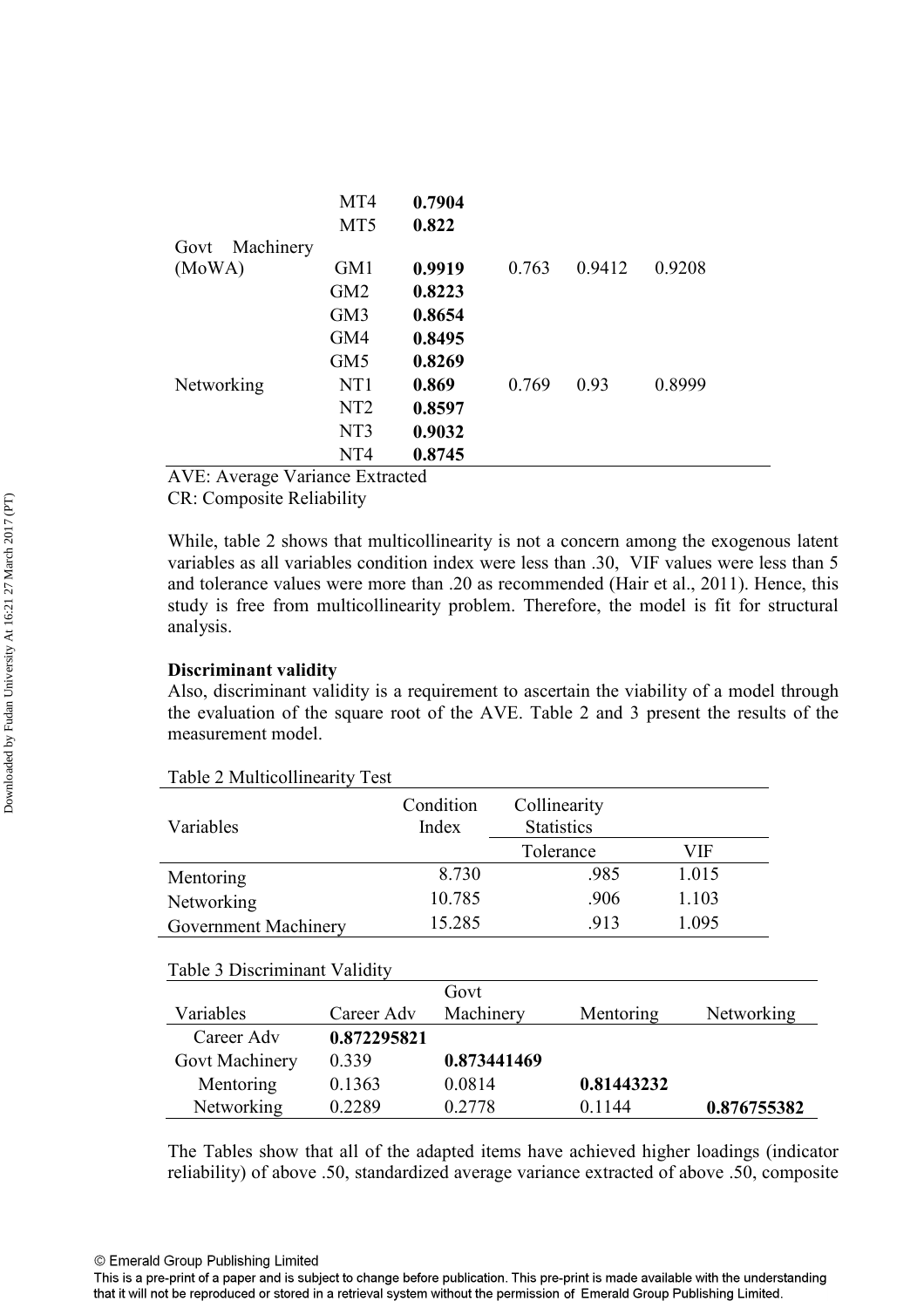| | MT4 | **0.7904** | | | |
|---|---|---|---|---|---|
| | MT5 | **0.822** | | | |
| Govt Machinery (MoWA) | GM1 | **0.9919** | 0.763 | 0.9412 | 0.9208 |
| | GM2 | **0.8223** | | | |
| | GM3 | **0.8654** | | | |
| | GM4 | **0.8495** | | | |
| | GM5 | **0.8269** | | | |
| Networking | NT1 | **0.869** | 0.769 | 0.93 | 0.8999 |
| | NT2 | **0.8597** | | | |
| | NT3 | **0.9032** | | | |
| | NT4 | **0.8745** | | | |

AVE: Average Variance Extracted
CR: Composite Reliability

While, table 2 shows that multicollinearity is not a concern among the exogenous latent variables as all variables condition index were less than .30, VIF values were less than 5 and tolerance values were more than .20 as recommended (Hair et al., 2011). Hence, this study is free from multicollinearity problem. Therefore, the model is fit for structural analysis.

**Discriminant validity**

Also, discriminant validity is a requirement to ascertain the viability of a model through the evaluation of the square root of the AVE. Table 2 and 3 present the results of the measurement model.

Table 2 Multicollinearity Test

| Variables | Condition Index | Collinearity Statistics | |
|---|---|---|---|
| | | Tolerance | VIF |
| Mentoring | 8.730 | .985 | 1.015 |
| Networking | 10.785 | .906 | 1.103 |
| Government Machinery | 15.285 | .913 | 1.095 |

Table 3 Discriminant Validity

| Variables | Career Adv | Govt Machinery | Mentoring | Networking |
|---|---|---|---|---|
| Career Adv | **0.872295821** | | | |
| Govt Machinery | 0.339 | **0.873441469** | | |
| Mentoring | 0.1363 | 0.0814 | **0.81443232** | |
| Networking | 0.2289 | 0.2778 | 0.1144 | **0.876755382** |

The Tables show that all of the adapted items have achieved higher loadings (indicator reliability) of above .50, standardized average variance extracted of above .50, composite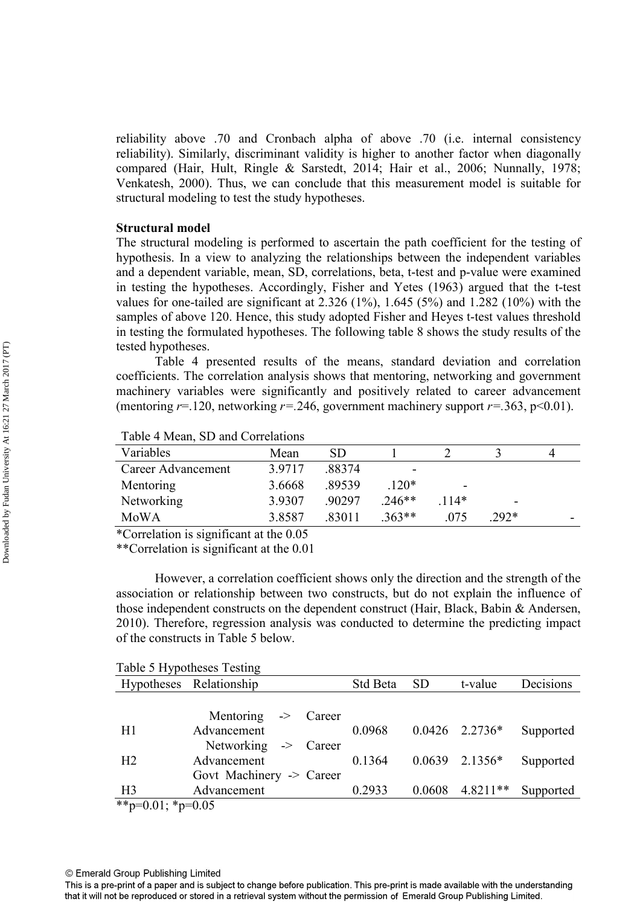reliability above .70 and Cronbach alpha of above .70 (i.e. internal consistency reliability). Similarly, discriminant validity is higher to another factor when diagonally compared (Hair, Hult, Ringle & Sarstedt, 2014; Hair et al., 2006; Nunnally, 1978; Venkatesh, 2000). Thus, we can conclude that this measurement model is suitable for structural modeling to test the study hypotheses.

**Structural model**

The structural modeling is performed to ascertain the path coefficient for the testing of hypothesis. In a view to analyzing the relationships between the independent variables and a dependent variable, mean, SD, correlations, beta, t-test and p-value were examined in testing the hypotheses. Accordingly, Fisher and Yetes (1963) argued that the t-test values for one-tailed are significant at 2.326 (1%), 1.645 (5%) and 1.282 (10%) with the samples of above 120. Hence, this study adopted Fisher and Heyes t-test values threshold in testing the formulated hypotheses. The following table 8 shows the study results of the tested hypotheses.

Table 4 presented results of the means, standard deviation and correlation coefficients. The correlation analysis shows that mentoring, networking and government machinery variables were significantly and positively related to career advancement (mentoring $r$=.120, networking $r$=.246, government machinery support $r$=.363, $p<0.01$).

Table 4 Mean, SD and Correlations

| Variables | Mean | SD | 1 | 2 | 3 | 4 |
|---|---|---|---|---|---|---|
| Career Advancement | 3.9717 | .88374 | - | | | |
| Mentoring | 3.6668 | .89539 | .120* | - | | |
| Networking | 3.9307 | .90297 | .246** | .114* | - | |
| MoWA | 3.8587 | .83011 | .363** | .075 | .292* | - |

*Correlation is significant at the 0.05
**Correlation is significant at the 0.01

However, a correlation coefficient shows only the direction and the strength of the association or relationship between two constructs, but do not explain the influence of those independent constructs on the dependent construct (Hair, Black, Babin & Andersen, 2010). Therefore, regression analysis was conducted to determine the predicting impact of the constructs in Table 5 below.

Table 5 Hypotheses Testing

| Hypotheses | Relationship | Std Beta | SD | t-value | Decisions |
|---|---|---|---|---|---|
| H1 | Mentoring -> Career Advancement | 0.0968 | 0.0426 | 2.2736* | Supported |
| H2 | Networking -> Career Advancement | 0.1364 | 0.0639 | 2.1356* | Supported |
| H3 | Govt Machinery -> Career Advancement | 0.2933 | 0.0608 | 4.8211** | Supported |

**p=0.01; *p=0.05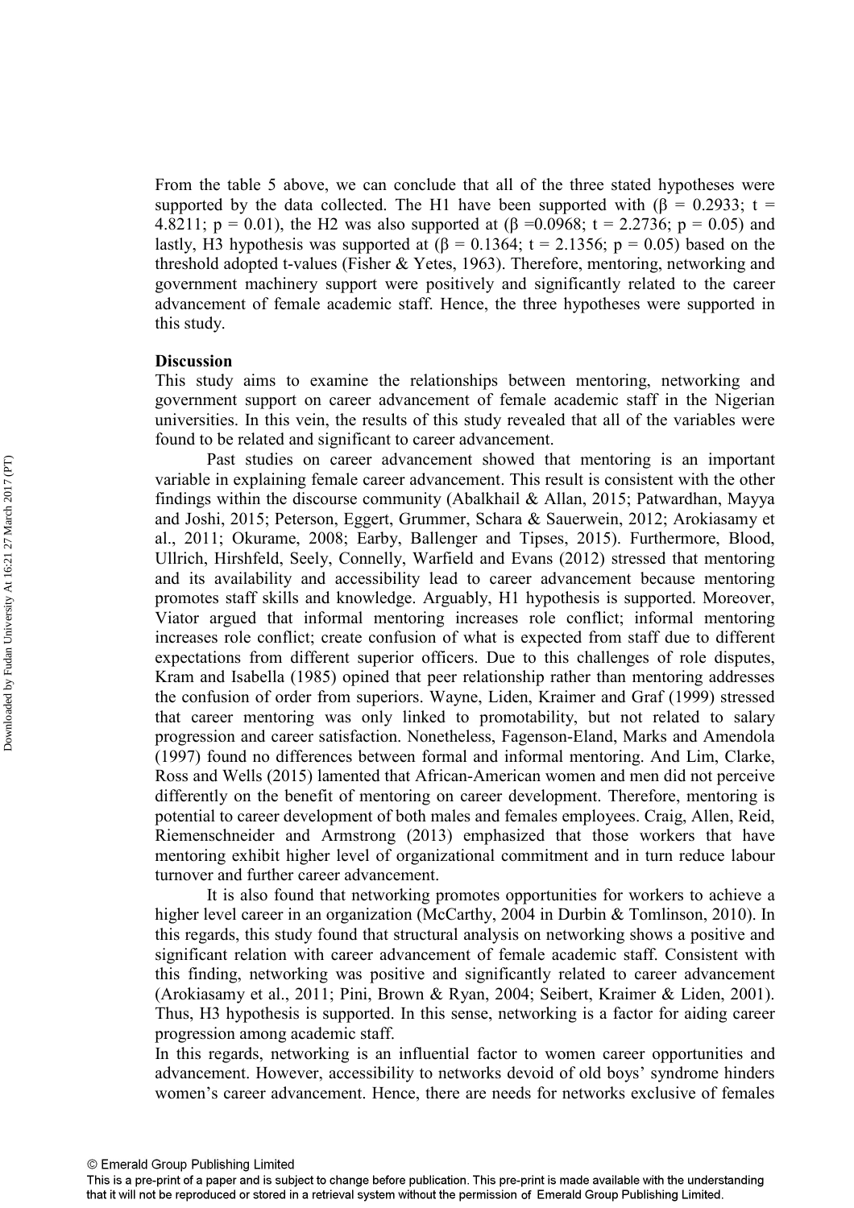From the table 5 above, we can conclude that all of the three stated hypotheses were supported by the data collected. The H1 have been supported with ($\beta$ = 0.2933; t = 4.8211; p = 0.01), the H2 was also supported at ($\beta$ =0.0968; t = 2.2736; p = 0.05) and lastly, H3 hypothesis was supported at ($\beta$ = 0.1364; t = 2.1356; p = 0.05) based on the threshold adopted t-values (Fisher & Yetes, 1963). Therefore, mentoring, networking and government machinery support were positively and significantly related to the career advancement of female academic staff. Hence, the three hypotheses were supported in this study.

**Discussion**

This study aims to examine the relationships between mentoring, networking and government support on career advancement of female academic staff in the Nigerian universities. In this vein, the results of this study revealed that all of the variables were found to be related and significant to career advancement.

Past studies on career advancement showed that mentoring is an important variable in explaining female career advancement. This result is consistent with the other findings within the discourse community (Abalkhail & Allan, 2015; Patwardhan, Mayya and Joshi, 2015; Peterson, Eggert, Grummer, Schara & Sauerwein, 2012; Arokiasamy et al., 2011; Okurame, 2008; Earby, Ballenger and Tipses, 2015). Furthermore, Blood, Ullrich, Hirshfeld, Seely, Connelly, Warfield and Evans (2012) stressed that mentoring and its availability and accessibility lead to career advancement because mentoring promotes staff skills and knowledge. Arguably, H1 hypothesis is supported. Moreover, Viator argued that informal mentoring increases role conflict; informal mentoring increases role conflict; create confusion of what is expected from staff due to different expectations from different superior officers. Due to this challenges of role disputes, Kram and Isabella (1985) opined that peer relationship rather than mentoring addresses the confusion of order from superiors. Wayne, Liden, Kraimer and Graf (1999) stressed that career mentoring was only linked to promotability, but not related to salary progression and career satisfaction. Nonetheless, Fagenson-Eland, Marks and Amendola (1997) found no differences between formal and informal mentoring. And Lim, Clarke, Ross and Wells (2015) lamented that African-American women and men did not perceive differently on the benefit of mentoring on career development. Therefore, mentoring is potential to career development of both males and females employees. Craig, Allen, Reid, Riemenschneider and Armstrong (2013) emphasized that those workers that have mentoring exhibit higher level of organizational commitment and in turn reduce labour turnover and further career advancement.

It is also found that networking promotes opportunities for workers to achieve a higher level career in an organization (McCarthy, 2004 in Durbin & Tomlinson, 2010). In this regards, this study found that structural analysis on networking shows a positive and significant relation with career advancement of female academic staff. Consistent with this finding, networking was positive and significantly related to career advancement (Arokiasamy et al., 2011; Pini, Brown & Ryan, 2004; Seibert, Kraimer & Liden, 2001). Thus, H3 hypothesis is supported. In this sense, networking is a factor for aiding career progression among academic staff.

In this regards, networking is an influential factor to women career opportunities and advancement. However, accessibility to networks devoid of old boys' syndrome hinders women's career advancement. Hence, there are needs for networks exclusive of females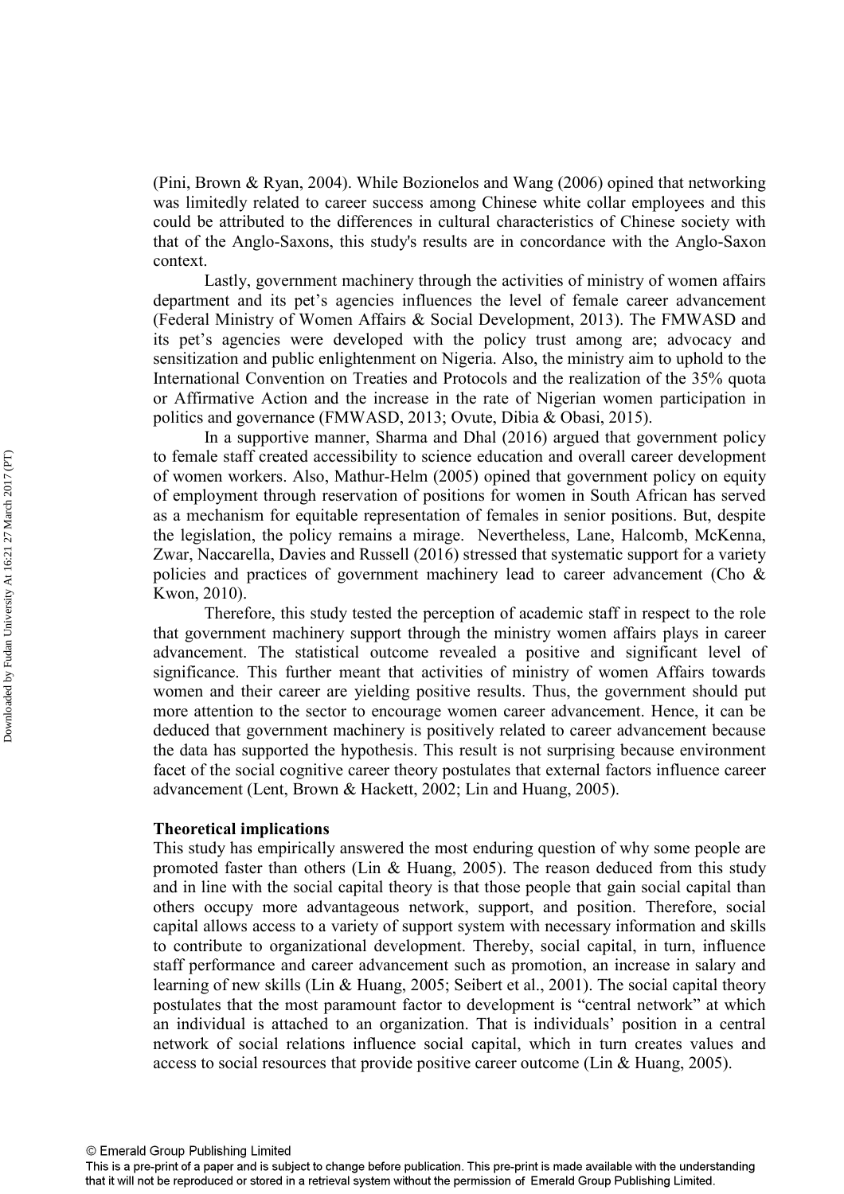(Pini, Brown & Ryan, 2004). While Bozionelos and Wang (2006) opined that networking was limitedly related to career success among Chinese white collar employees and this could be attributed to the differences in cultural characteristics of Chinese society with that of the Anglo-Saxons, this study's results are in concordance with the Anglo-Saxon context.

Lastly, government machinery through the activities of ministry of women affairs department and its pet's agencies influences the level of female career advancement (Federal Ministry of Women Affairs & Social Development, 2013). The FMWASD and its pet's agencies were developed with the policy trust among are; advocacy and sensitization and public enlightenment on Nigeria. Also, the ministry aim to uphold to the International Convention on Treaties and Protocols and the realization of the 35% quota or Affirmative Action and the increase in the rate of Nigerian women participation in politics and governance (FMWASD, 2013; Ovute, Dibia & Obasi, 2015).

In a supportive manner, Sharma and Dhal (2016) argued that government policy to female staff created accessibility to science education and overall career development of women workers. Also, Mathur-Helm (2005) opined that government policy on equity of employment through reservation of positions for women in South African has served as a mechanism for equitable representation of females in senior positions. But, despite the legislation, the policy remains a mirage. Nevertheless, Lane, Halcomb, McKenna, Zwar, Naccarella, Davies and Russell (2016) stressed that systematic support for a variety policies and practices of government machinery lead to career advancement (Cho & Kwon, 2010).

Therefore, this study tested the perception of academic staff in respect to the role that government machinery support through the ministry women affairs plays in career advancement. The statistical outcome revealed a positive and significant level of significance. This further meant that activities of ministry of women Affairs towards women and their career are yielding positive results. Thus, the government should put more attention to the sector to encourage women career advancement. Hence, it can be deduced that government machinery is positively related to career advancement because the data has supported the hypothesis. This result is not surprising because environment facet of the social cognitive career theory postulates that external factors influence career advancement (Lent, Brown & Hackett, 2002; Lin and Huang, 2005).

**Theoretical implications**

This study has empirically answered the most enduring question of why some people are promoted faster than others (Lin & Huang, 2005). The reason deduced from this study and in line with the social capital theory is that those people that gain social capital than others occupy more advantageous network, support, and position. Therefore, social capital allows access to a variety of support system with necessary information and skills to contribute to organizational development. Thereby, social capital, in turn, influence staff performance and career advancement such as promotion, an increase in salary and learning of new skills (Lin & Huang, 2005; Seibert et al., 2001). The social capital theory postulates that the most paramount factor to development is "central network" at which an individual is attached to an organization. That is individuals' position in a central network of social relations influence social capital, which in turn creates values and access to social resources that provide positive career outcome (Lin & Huang, 2005).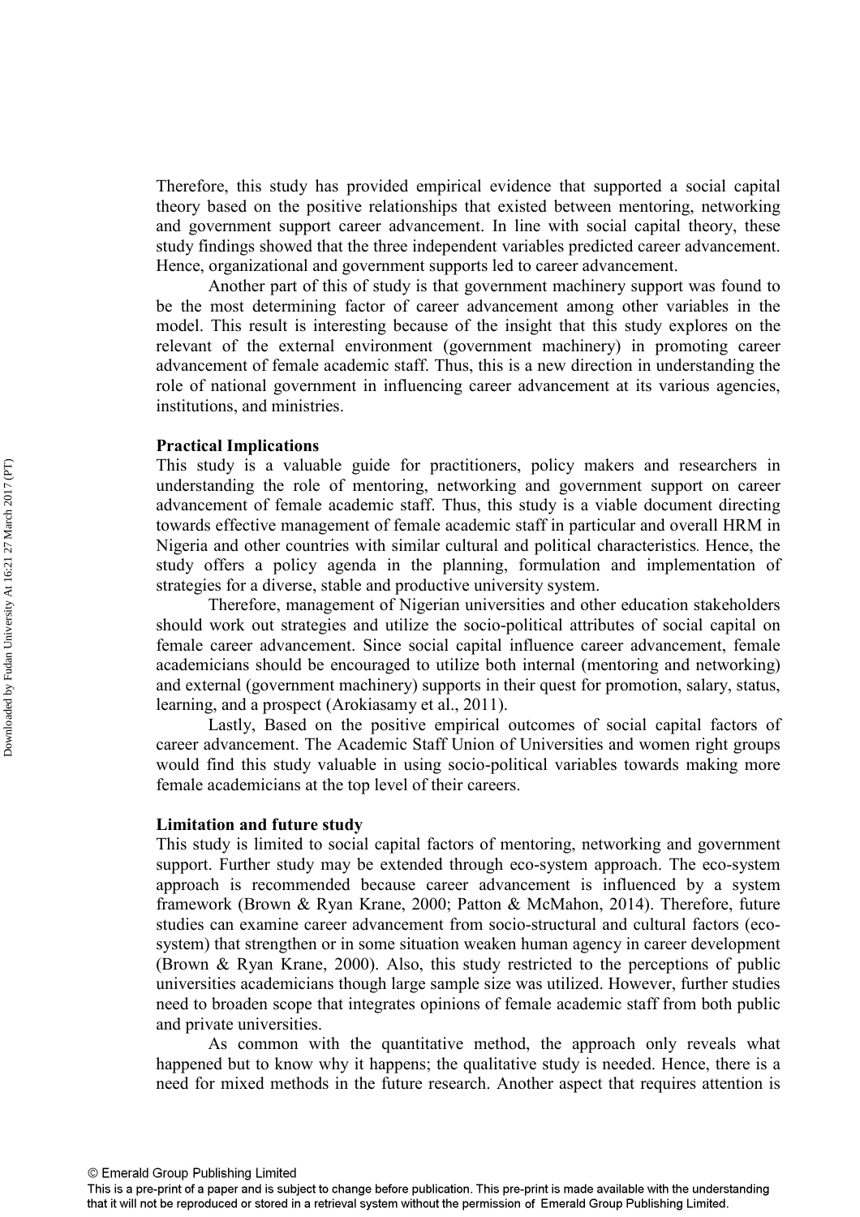Therefore, this study has provided empirical evidence that supported a social capital theory based on the positive relationships that existed between mentoring, networking and government support career advancement. In line with social capital theory, these study findings showed that the three independent variables predicted career advancement. Hence, organizational and government supports led to career advancement.

Another part of this of study is that government machinery support was found to be the most determining factor of career advancement among other variables in the model. This result is interesting because of the insight that this study explores on the relevant of the external environment (government machinery) in promoting career advancement of female academic staff. Thus, this is a new direction in understanding the role of national government in influencing career advancement at its various agencies, institutions, and ministries.

**Practical Implications**

This study is a valuable guide for practitioners, policy makers and researchers in understanding the role of mentoring, networking and government support on career advancement of female academic staff. Thus, this study is a viable document directing towards effective management of female academic staff in particular and overall HRM in Nigeria and other countries with similar cultural and political characteristics. Hence, the study offers a policy agenda in the planning, formulation and implementation of strategies for a diverse, stable and productive university system.

Therefore, management of Nigerian universities and other education stakeholders should work out strategies and utilize the socio-political attributes of social capital on female career advancement. Since social capital influence career advancement, female academicians should be encouraged to utilize both internal (mentoring and networking) and external (government machinery) supports in their quest for promotion, salary, status, learning, and a prospect (Arokiasamy et al., 2011).

Lastly, Based on the positive empirical outcomes of social capital factors of career advancement. The Academic Staff Union of Universities and women right groups would find this study valuable in using socio-political variables towards making more female academicians at the top level of their careers.

**Limitation and future study**

This study is limited to social capital factors of mentoring, networking and government support. Further study may be extended through eco-system approach. The eco-system approach is recommended because career advancement is influenced by a system framework (Brown & Ryan Krane, 2000; Patton & McMahon, 2014). Therefore, future studies can examine career advancement from socio-structural and cultural factors (eco-system) that strengthen or in some situation weaken human agency in career development (Brown & Ryan Krane, 2000). Also, this study restricted to the perceptions of public universities academicians though large sample size was utilized. However, further studies need to broaden scope that integrates opinions of female academic staff from both public and private universities.

As common with the quantitative method, the approach only reveals what happened but to know why it happens; the qualitative study is needed. Hence, there is a need for mixed methods in the future research. Another aspect that requires attention is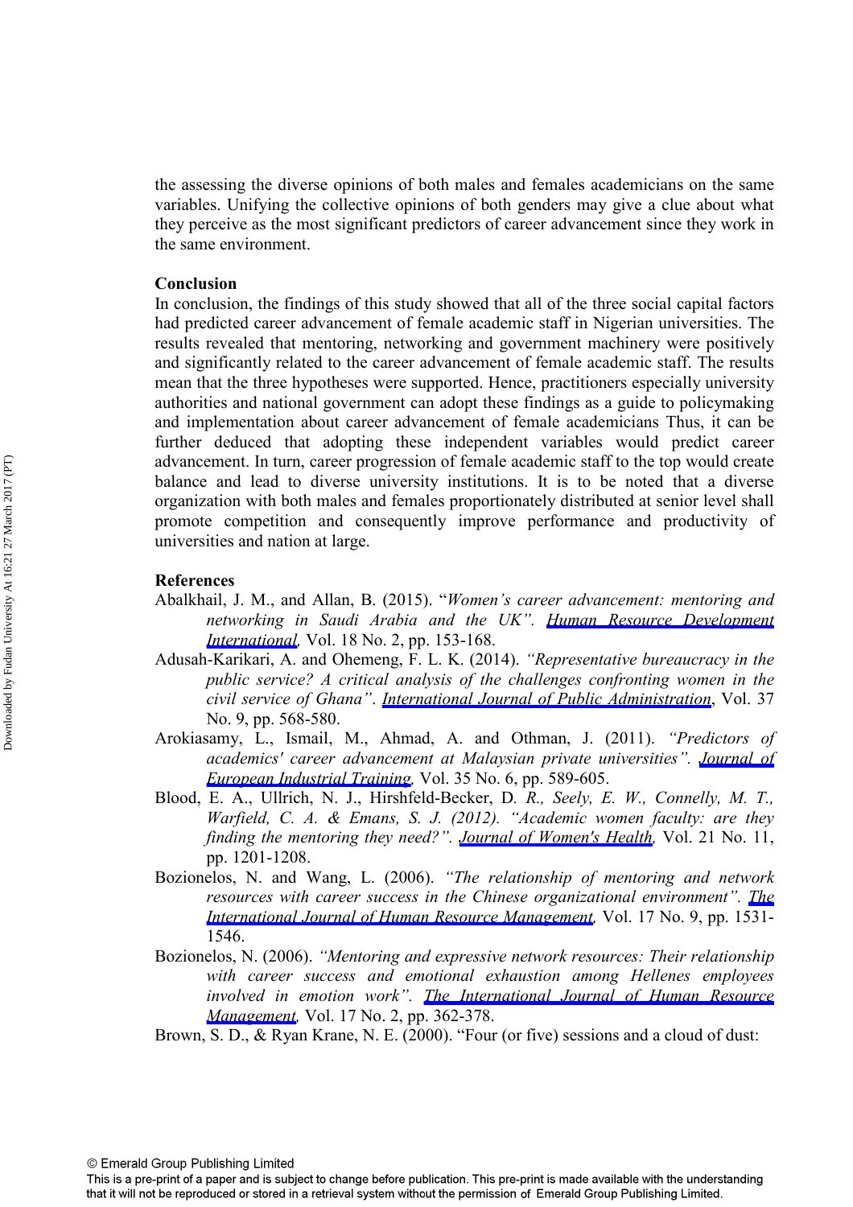the assessing the diverse opinions of both males and females academicians on the same variables. Unifying the collective opinions of both genders may give a clue about what they perceive as the most significant predictors of career advancement since they work in the same environment.

## Conclusion

In conclusion, the findings of this study showed that all of the three social capital factors had predicted career advancement of female academic staff in Nigerian universities. The results revealed that mentoring, networking and government machinery were positively and significantly related to the career advancement of female academic staff. The results mean that the three hypotheses were supported. Hence, practitioners especially university authorities and national government can adopt these findings as a guide to policymaking and implementation about career advancement of female academicians Thus, it can be further deduced that adopting these independent variables would predict career advancement. In turn, career progression of female academic staff to the top would create balance and lead to diverse university institutions. It is to be noted that a diverse organization with both males and females proportionately distributed at senior level shall promote competition and consequently improve performance and productivity of universities and nation at large.

## References

Abalkhail, J. M., and Allan, B. (2015). "*Women's career advancement: mentoring and networking in Saudi Arabia and the UK*". *Human Resource Development International*, Vol. 18 No. 2, pp. 153-168.

Adusah-Karikari, A. and Ohemeng, F. L. K. (2014). *"Representative bureaucracy in the public service? A critical analysis of the challenges confronting women in the civil service of Ghana"*. *International Journal of Public Administration*, Vol. 37 No. 9, pp. 568-580.

Arokiasamy, L., Ismail, M., Ahmad, A. and Othman, J. (2011). *"Predictors of academics' career advancement at Malaysian private universities"*. *Journal of European Industrial Training*, Vol. 35 No. 6, pp. 589-605.

Blood, E. A., Ullrich, N. J., Hirshfeld-Becker, D. *R., Seely, E. W., Connelly, M. T., Warfield, C. A. & Emans, S. J. (2012). "Academic women faculty: are they finding the mentoring they need?"*. *Journal of Women's Health*, Vol. 21 No. 11, pp. 1201-1208.

Bozionelos, N. and Wang, L. (2006). *"The relationship of mentoring and network resources with career success in the Chinese organizational environment"*. *The International Journal of Human Resource Management*, Vol. 17 No. 9, pp. 1531-1546.

Bozionelos, N. (2006). *"Mentoring and expressive network resources: Their relationship with career success and emotional exhaustion among Hellenes employees involved in emotion work"*. *The International Journal of Human Resource Management*, Vol. 17 No. 2, pp. 362-378.

Brown, S. D., & Ryan Krane, N. E. (2000). "Four (or five) sessions and a cloud of dust: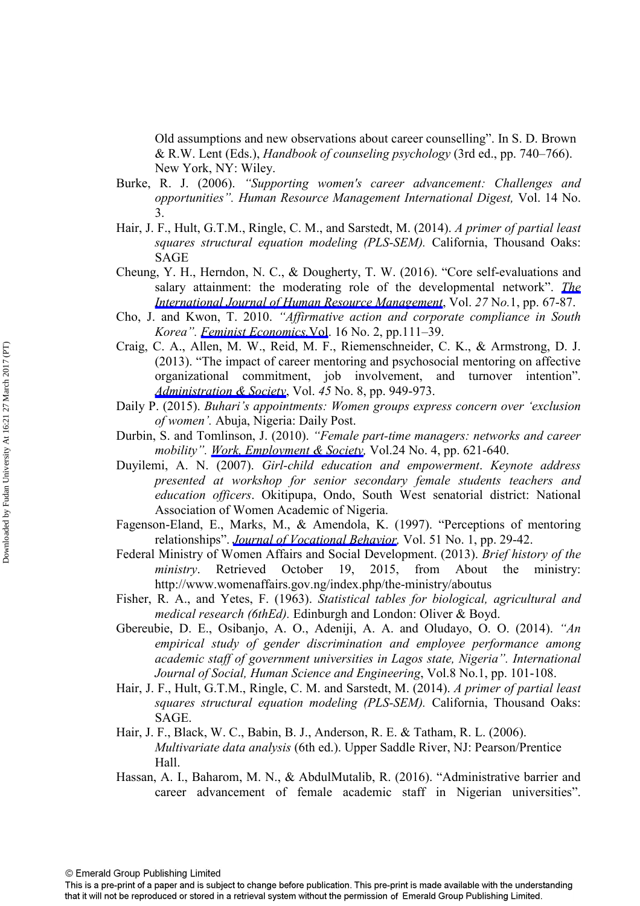Old assumptions and new observations about career counselling". In S. D. Brown & R.W. Lent (Eds.), *Handbook of counseling psychology* (3rd ed., pp. 740–766). New York, NY: Wiley.

Burke, R. J. (2006). *"Supporting women's career advancement: Challenges and opportunities". Human Resource Management International Digest,* Vol. 14 No. 3.

Hair, J. F., Hult, G.T.M., Ringle, C. M., and Sarstedt, M. (2014). *A primer of partial least squares structural equation modeling (PLS-SEM).* California, Thousand Oaks: SAGE

Cheung, Y. H., Herndon, N. C., & Dougherty, T. W. (2016). "Core self-evaluations and salary attainment: the moderating role of the developmental network". *The International Journal of Human Resource Management*, Vol. *27* N*o.*1, pp. 67-87.

Cho, J. and Kwon, T. 2010. *"Affirmative action and corporate compliance in South Korea". Feminist Economics,* Vol. 16 No. 2, pp.111–39.

Craig, C. A., Allen, M. W., Reid, M. F., Riemenschneider, C. K., & Armstrong, D. J. (2013). "The impact of career mentoring and psychosocial mentoring on affective organizational commitment, job involvement, and turnover intention". *Administration & Society*, Vol. *45* No. 8, pp. 949-973.

Daily P. (2015). *Buhari's appointments: Women groups express concern over 'exclusion of women'.* Abuja, Nigeria: Daily Post.

Durbin, S. and Tomlinson, J. (2010). *"Female part-time managers: networks and career mobility". Work, Employment & Society,* Vol.24 No. 4, pp. 621-640.

Duyilemi, A. N. (2007). *Girl-child education and empowerment*. *Keynote address presented at workshop for senior secondary female students teachers and education officers*. Okitipupa, Ondo, South West senatorial district: National Association of Women Academic of Nigeria.

Fagenson-Eland, E., Marks, M., & Amendola, K. (1997). "Perceptions of mentoring relationships". *Journal of Vocational Behavior,* Vol. 51 No. 1, pp. 29-42.

Federal Ministry of Women Affairs and Social Development. (2013). *Brief history of the ministry*. Retrieved October 19, 2015, from About the ministry: http://www.womenaffairs.gov.ng/index.php/the-ministry/aboutus

Fisher, R. A., and Yetes, F. (1963). *Statistical tables for biological, agricultural and medical research (6thEd).* Edinburgh and London: Oliver & Boyd.

Gbereubie, D. E., Osibanjo, A. O., Adeniji, A. A. and Oludayo, O. O. (2014). *"An empirical study of gender discrimination and employee performance among academic staff of government universities in Lagos state, Nigeria". International Journal of Social, Human Science and Engineering*, Vol.8 No.1, pp. 101-108.

Hair, J. F., Hult, G.T.M., Ringle, C. M. and Sarstedt, M. (2014). *A primer of partial least squares structural equation modeling (PLS-SEM).* California, Thousand Oaks: SAGE.

Hair, J. F., Black, W. C., Babin, B. J., Anderson, R. E. & Tatham, R. L. (2006). *Multivariate data analysis* (6th ed.). Upper Saddle River, NJ: Pearson/Prentice Hall.

Hassan, A. I., Baharom, M. N., & AbdulMutalib, R. (2016). "Administrative barrier and career advancement of female academic staff in Nigerian universities".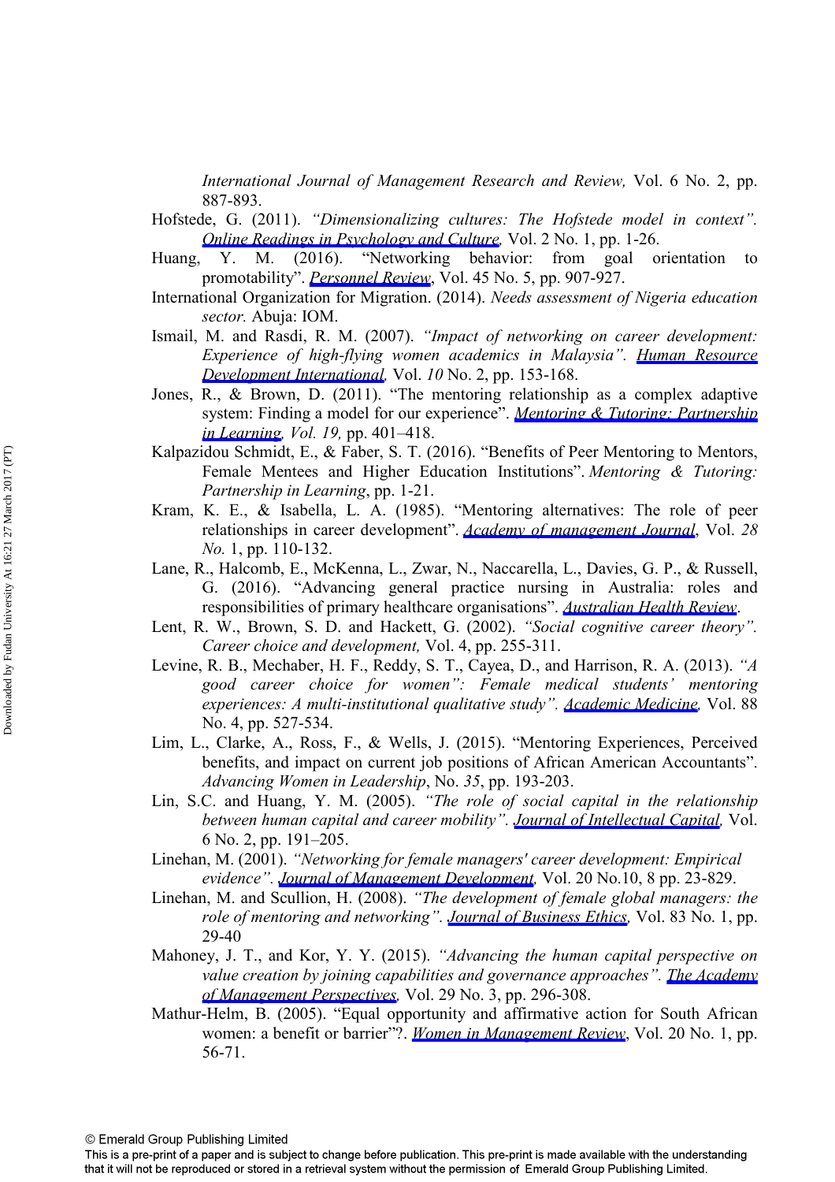*International Journal of Management Research and Review,* Vol. 6 No. 2, pp. 887-893.

Hofstede, G. (2011). *"Dimensionalizing cultures: The Hofstede model in context". Online Readings in Psychology and Culture,* Vol. 2 No. 1, pp. 1-26.

Huang, Y. M. (2016). "Networking behavior: from goal orientation to promotability". *Personnel Review*, Vol. 45 No. 5, pp. 907-927.

International Organization for Migration. (2014). *Needs assessment of Nigeria education sector.* Abuja: IOM.

Ismail, M. and Rasdi, R. M. (2007). *"Impact of networking on career development: Experience of high-flying women academics in Malaysia". Human Resource Development International,* Vol. *10* No. 2, pp. 153-168.

Jones, R., & Brown, D. (2011). "The mentoring relationship as a complex adaptive system: Finding a model for our experience". *Mentoring & Tutoring: Partnership in Learning, Vol. 19,* pp. 401–418.

Kalpazidou Schmidt, E., & Faber, S. T. (2016). "Benefits of Peer Mentoring to Mentors, Female Mentees and Higher Education Institutions". *Mentoring & Tutoring: Partnership in Learning*, pp. 1-21.

Kram, K. E., & Isabella, L. A. (1985). "Mentoring alternatives: The role of peer relationships in career development". *Academy of management Journal*, Vol. *28 No.* 1, pp. 110-132.

Lane, R., Halcomb, E., McKenna, L., Zwar, N., Naccarella, L., Davies, G. P., & Russell, G. (2016). "Advancing general practice nursing in Australia: roles and responsibilities of primary healthcare organisations". *Australian Health Review*.

Lent, R. W., Brown, S. D. and Hackett, G. (2002). *"Social cognitive career theory". Career choice and development,* Vol. 4, pp. 255-311.

Levine, R. B., Mechaber, H. F., Reddy, S. T., Cayea, D., and Harrison, R. A. (2013). *"A good career choice for women": Female medical students' mentoring experiences: A multi-institutional qualitative study". Academic Medicine,* Vol. 88 No. 4, pp. 527-534.

Lim, L., Clarke, A., Ross, F., & Wells, J. (2015). "Mentoring Experiences, Perceived benefits, and impact on current job positions of African American Accountants". *Advancing Women in Leadership*, No. *35*, pp. 193-203.

Lin, S.C. and Huang, Y. M. (2005). *"The role of social capital in the relationship between human capital and career mobility". Journal of Intellectual Capital,* Vol. 6 No. 2, pp. 191–205.

Linehan, M. (2001). *"Networking for female managers' career development: Empirical evidence". Journal of Management Development,* Vol. 20 No.10, 8 pp. 23-829.

Linehan, M. and Scullion, H. (2008). *"The development of female global managers: the role of mentoring and networking". Journal of Business Ethics,* Vol. 83 No. 1, pp. 29-40

Mahoney, J. T., and Kor, Y. Y. (2015). *"Advancing the human capital perspective on value creation by joining capabilities and governance approaches". The Academy of Management Perspectives,* Vol. 29 No. 3, pp. 296-308.

Mathur-Helm, B. (2005). "Equal opportunity and affirmative action for South African women: a benefit or barrier"?. *Women in Management Review*, Vol. 20 No. 1, pp. 56-71.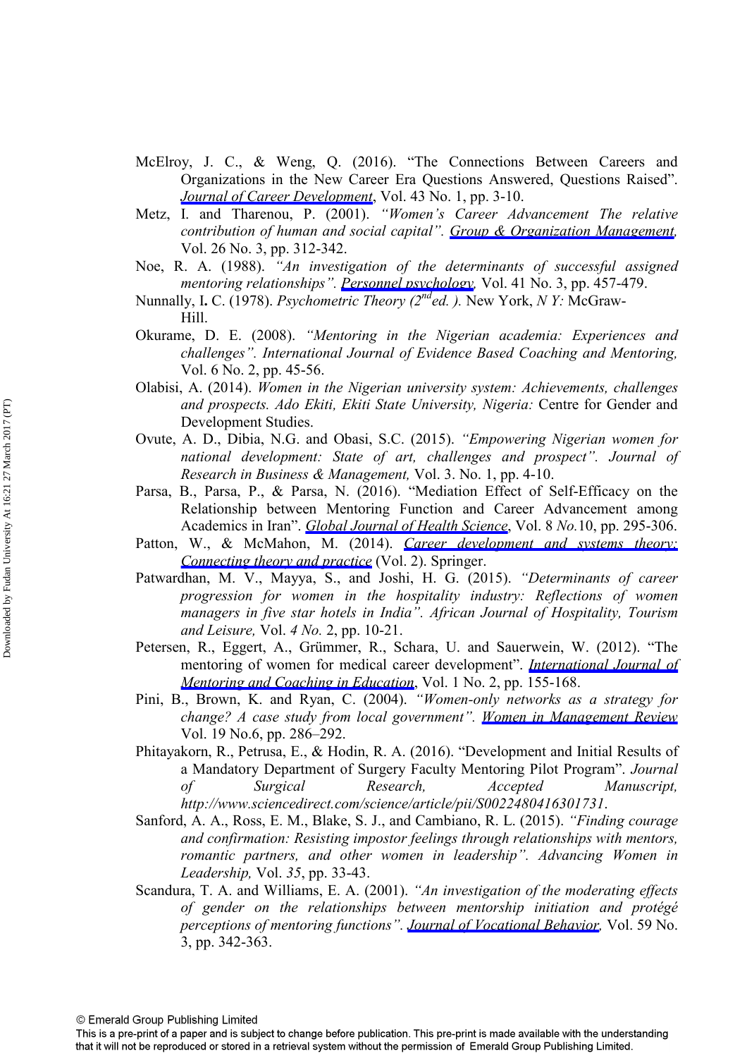McElroy, J. C., & Weng, Q. (2016). "The Connections Between Careers and Organizations in the New Career Era Questions Answered, Questions Raised". *Journal of Career Development*, Vol. 43 No. 1, pp. 3-10.

Metz, I. and Tharenou, P. (2001). *"Women's Career Advancement The relative contribution of human and social capital". Group & Organization Management,* Vol. 26 No. 3, pp. 312-342.

Noe, R. A. (1988). *"An investigation of the determinants of successful assigned mentoring relationships". Personnel psychology,* Vol. 41 No. 3, pp. 457-479.

Nunnally, I. C. (1978). *Psychometric Theory (2nd ed. ).* New York, *N Y:* McGraw-Hill.

Okurame, D. E. (2008). *"Mentoring in the Nigerian academia: Experiences and challenges". International Journal of Evidence Based Coaching and Mentoring,* Vol. 6 No. 2, pp. 45-56.

Olabisi, A. (2014). *Women in the Nigerian university system: Achievements, challenges and prospects. Ado Ekiti, Ekiti State University, Nigeria:* Centre for Gender and Development Studies.

Ovute, A. D., Dibia, N.G. and Obasi, S.C. (2015). *"Empowering Nigerian women for national development: State of art, challenges and prospect". Journal of Research in Business & Management,* Vol. 3. No. 1, pp. 4-10.

Parsa, B., Parsa, P., & Parsa, N. (2016). "Mediation Effect of Self-Efficacy on the Relationship between Mentoring Function and Career Advancement among Academics in Iran". *Global Journal of Health Science*, Vol. 8 *No.*10, pp. 295-306.

Patton, W., & McMahon, M. (2014). *Career development and systems theory: Connecting theory and practice* (Vol. 2). Springer.

Patwardhan, M. V., Mayya, S., and Joshi, H. G. (2015). *"Determinants of career progression for women in the hospitality industry: Reflections of women managers in five star hotels in India". African Journal of Hospitality, Tourism and Leisure,* Vol. *4 No.* 2, pp. 10-21.

Petersen, R., Eggert, A., Grümmer, R., Schara, U. and Sauerwein, W. (2012). "The mentoring of women for medical career development". *International Journal of Mentoring and Coaching in Education*, Vol. 1 No. 2, pp. 155-168.

Pini, B., Brown, K. and Ryan, C. (2004). *"Women-only networks as a strategy for change? A case study from local government". Women in Management Review* Vol. 19 No.6, pp. 286–292.

Phitayakorn, R., Petrusa, E., & Hodin, R. A. (2016). "Development and Initial Results of a Mandatory Department of Surgery Faculty Mentoring Pilot Program". *Journal of Surgical Research, Accepted Manuscript, http://www.sciencedirect.com/science/article/pii/S0022480416301731.*

Sanford, A. A., Ross, E. M., Blake, S. J., and Cambiano, R. L. (2015). *"Finding courage and confirmation: Resisting impostor feelings through relationships with mentors, romantic partners, and other women in leadership". Advancing Women in Leadership,* Vol. *35*, pp. 33-43.

Scandura, T. A. and Williams, E. A. (2001). *"An investigation of the moderating effects of gender on the relationships between mentorship initiation and protégé perceptions of mentoring functions". Journal of Vocational Behavior,* Vol. 59 No. 3, pp. 342-363.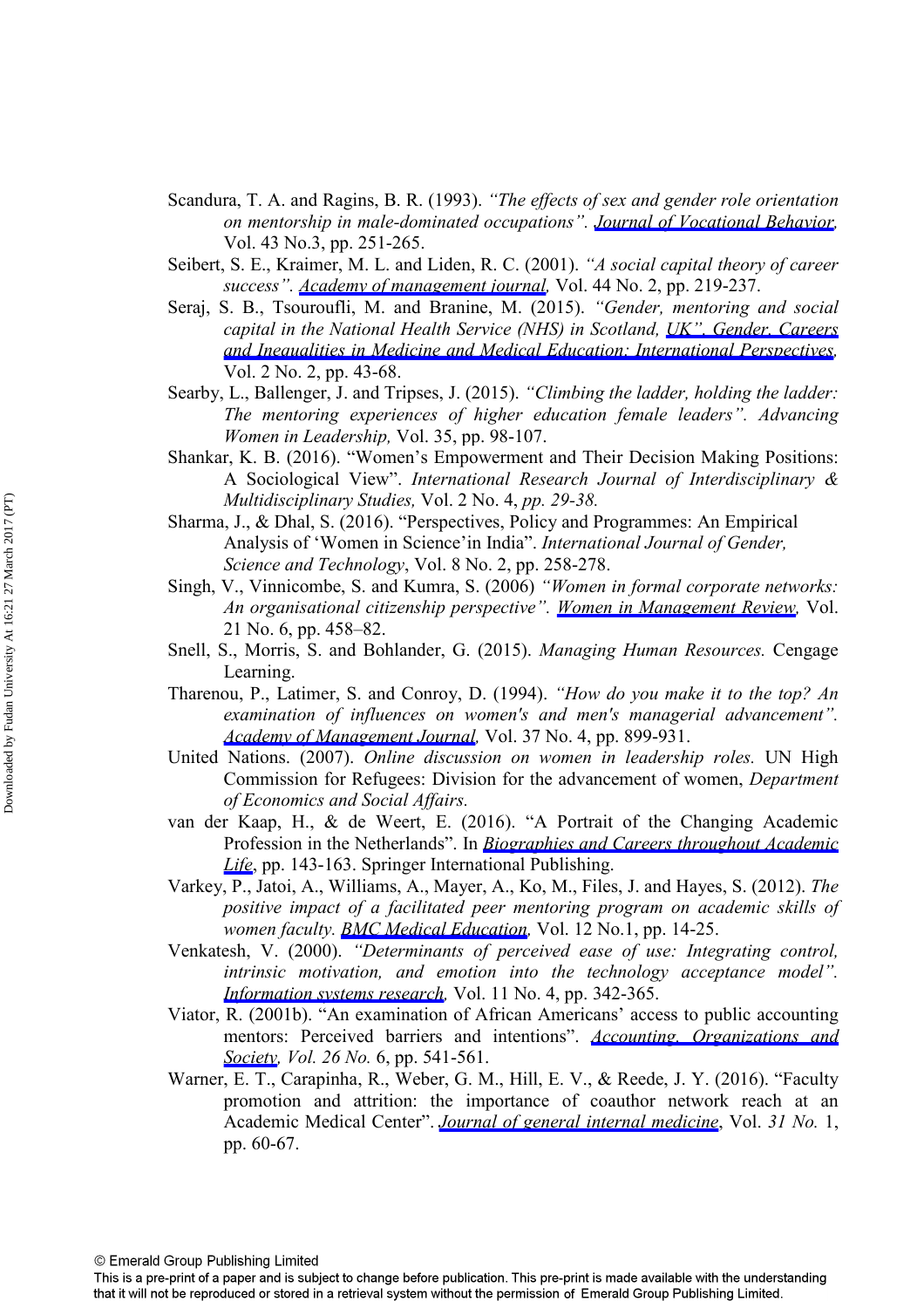Scandura, T. A. and Ragins, B. R. (1993). *"The effects of sex and gender role orientation on mentorship in male-dominated occupations". Journal of Vocational Behavior,* Vol. 43 No.3, pp. 251-265.

Seibert, S. E., Kraimer, M. L. and Liden, R. C. (2001). *"A social capital theory of career success". Academy of management journal,* Vol. 44 No. 2, pp. 219-237.

Seraj, S. B., Tsouroufli, M. and Branine, M. (2015). *"Gender, mentoring and social capital in the National Health Service (NHS) in Scotland, UK". Gender, Careers and Inequalities in Medicine and Medical Education: International Perspectives,* Vol. 2 No. 2, pp. 43-68.

Searby, L., Ballenger, J. and Tripses, J. (2015). *"Climbing the ladder, holding the ladder: The mentoring experiences of higher education female leaders". Advancing Women in Leadership,* Vol. 35, pp. 98-107.

Shankar, K. B. (2016). "Women's Empowerment and Their Decision Making Positions: A Sociological View". *International Research Journal of Interdisciplinary & Multidisciplinary Studies,* Vol. 2 No. 4, *pp. 29-38.*

Sharma, J., & Dhal, S. (2016). "Perspectives, Policy and Programmes: An Empirical Analysis of 'Women in Science'in India". *International Journal of Gender, Science and Technology*, Vol. 8 No. 2, pp. 258-278.

Singh, V., Vinnicombe, S. and Kumra, S. (2006) *"Women in formal corporate networks: An organisational citizenship perspective". Women in Management Review,* Vol. 21 No. 6, pp. 458–82.

Snell, S., Morris, S. and Bohlander, G. (2015). *Managing Human Resources.* Cengage Learning.

Tharenou, P., Latimer, S. and Conroy, D. (1994). *"How do you make it to the top? An examination of influences on women's and men's managerial advancement". Academy of Management Journal,* Vol. 37 No. 4, pp. 899-931.

United Nations. (2007). *Online discussion on women in leadership roles.* UN High Commission for Refugees: Division for the advancement of women, *Department of Economics and Social Affairs.*

van der Kaap, H., & de Weert, E. (2016). "A Portrait of the Changing Academic Profession in the Netherlands". In *Biographies and Careers throughout Academic Life*, pp. 143-163. Springer International Publishing.

Varkey, P., Jatoi, A., Williams, A., Mayer, A., Ko, M., Files, J. and Hayes, S. (2012). *The positive impact of a facilitated peer mentoring program on academic skills of women faculty. BMC Medical Education,* Vol. 12 No.1, pp. 14-25.

Venkatesh, V. (2000). *"Determinants of perceived ease of use: Integrating control, intrinsic motivation, and emotion into the technology acceptance model". Information systems research,* Vol. 11 No. 4, pp. 342-365.

Viator, R. (2001b). "An examination of African Americans' access to public accounting mentors: Perceived barriers and intentions". *Accounting, Organizations and Society, Vol. 26 No.* 6, pp. 541-561.

Warner, E. T., Carapinha, R., Weber, G. M., Hill, E. V., & Reede, J. Y. (2016). "Faculty promotion and attrition: the importance of coauthor network reach at an Academic Medical Center". *Journal of general internal medicine*, Vol. *31 No.* 1, pp. 60-67.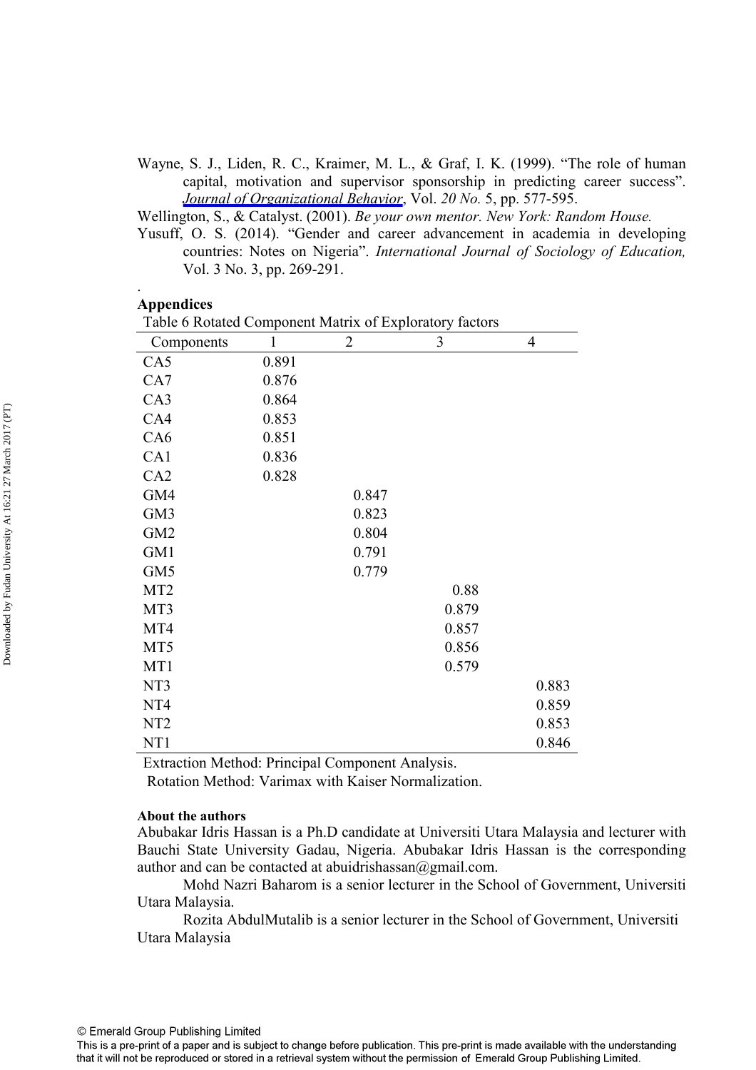Wayne, S. J., Liden, R. C., Kraimer, M. L., & Graf, I. K. (1999). "The role of human capital, motivation and supervisor sponsorship in predicting career success". *Journal of Organizational Behavior*, Vol. *20 No.* 5, pp. 577-595.

Wellington, S., & Catalyst. (2001). *Be your own mentor. New York: Random House.*

Yusuff, O. S. (2014). "Gender and career advancement in academia in developing countries: Notes on Nigeria". *International Journal of Sociology of Education,* Vol. 3 No. 3, pp. 269-291.

.

**Appendices**

Table 6 Rotated Component Matrix of Exploratory factors

| Components | 1 | 2 | 3 | 4 |
|---|---|---|---|---|
| CA5 | 0.891 | | | |
| CA7 | 0.876 | | | |
| CA3 | 0.864 | | | |
| CA4 | 0.853 | | | |
| CA6 | 0.851 | | | |
| CA1 | 0.836 | | | |
| CA2 | 0.828 | | | |
| GM4 | | 0.847 | | |
| GM3 | | 0.823 | | |
| GM2 | | 0.804 | | |
| GM1 | | 0.791 | | |
| GM5 | | 0.779 | | |
| MT2 | | | 0.88 | |
| MT3 | | | 0.879 | |
| MT4 | | | 0.857 | |
| MT5 | | | 0.856 | |
| MT1 | | | 0.579 | |
| NT3 | | | | 0.883 |
| NT4 | | | | 0.859 |
| NT2 | | | | 0.853 |
| NT1 | | | | 0.846 |

Extraction Method: Principal Component Analysis.
Rotation Method: Varimax with Kaiser Normalization.

**About the authors**

Abubakar Idris Hassan is a Ph.D candidate at Universiti Utara Malaysia and lecturer with Bauchi State University Gadau, Nigeria. Abubakar Idris Hassan is the corresponding author and can be contacted at abuidrishassan@gmail.com.

Mohd Nazri Baharom is a senior lecturer in the School of Government, Universiti Utara Malaysia.

Rozita AbdulMutalib is a senior lecturer in the School of Government, Universiti Utara Malaysia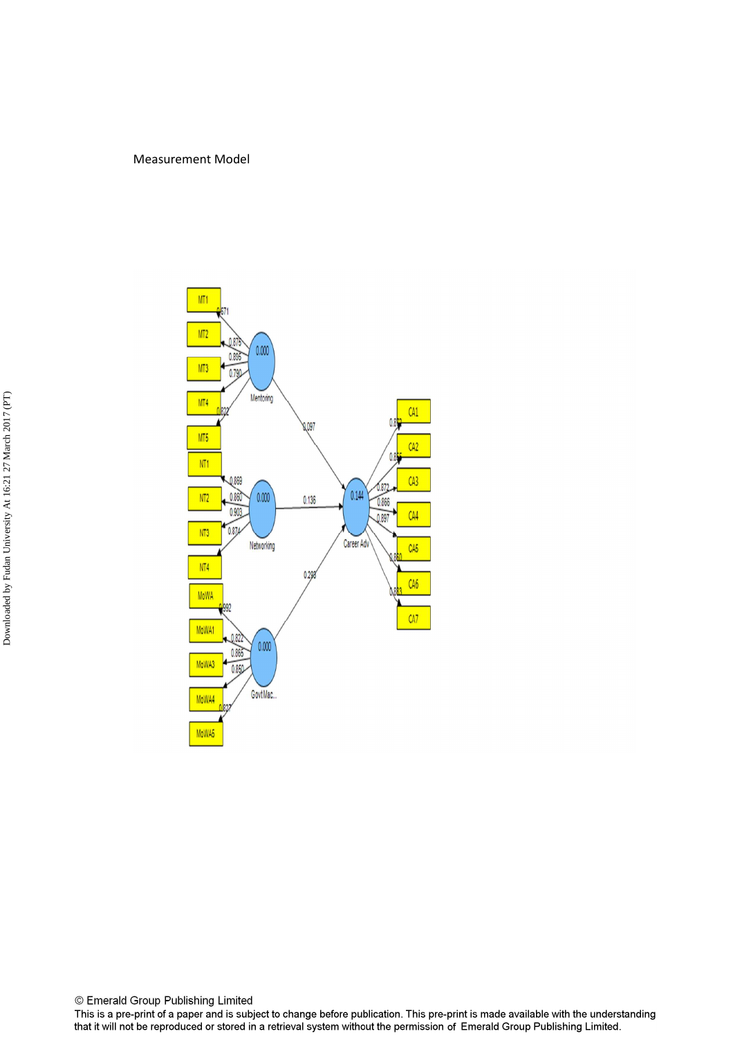Measurement Model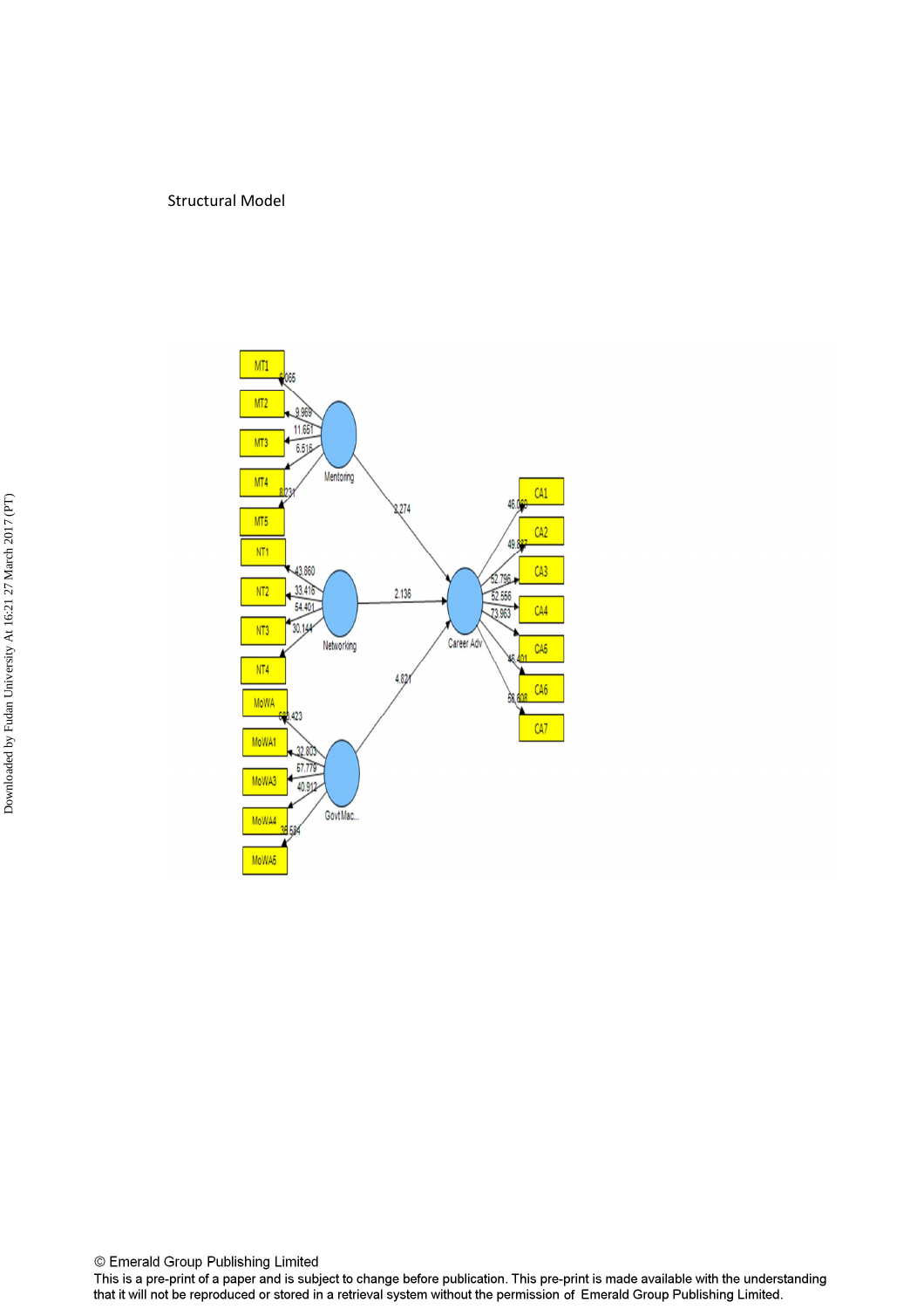Structural Model

MT1
8.065
MT2
9.969
11.651
MT3
6.516
MT4
8.231
MT5
Mentoring
2.274
NT1
43.860
NT2
33.416
54.401
NT3
30.144
NT4
Networking
2.136
MoWA
68.423
MoWA1
32.803
67.779
MoWA3
40.912
MoWA4
36.584
MoWA5
Govt Mac...
4.821
Career Adv
CA1
46.080
CA2
49.687
52.796
CA3
52.556
CA4
73.963
CA5
46.401
CA6
56.608
CA7

© Emerald Group Publishing Limited
This is a pre-print of a paper and is subject to change before publication. This pre-print is made available with the understanding that it will not be reproduced or stored in a retrieval system without the permission of Emerald Group Publishing Limited.